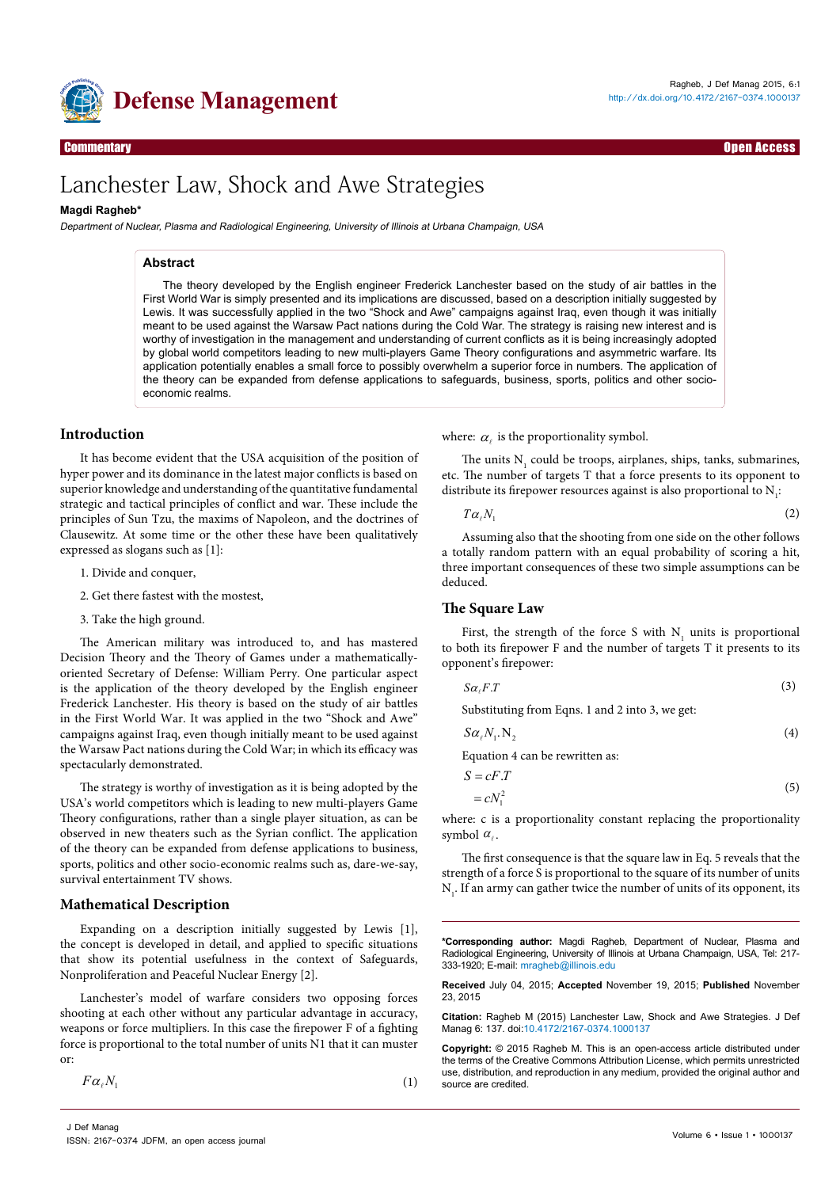Commentary

Open Access

# Lanchester Law, Shock and Awe Strategies

**Magdi Ragheb***

*Department of Nuclear, Plasma and Radiological Engineering, University of Illinois at Urbana Champaign, USA*

## Abstract

The theory developed by the English engineer Frederick Lanchester based on the study of air battles in the First World War is simply presented and its implications are discussed, based on a description initially suggested by Lewis. It was successfully applied in the two "Shock and Awe" campaigns against Iraq, even though it was initially meant to be used against the Warsaw Pact nations during the Cold War. The strategy is raising new interest and is worthy of investigation in the management and understanding of current conflicts as it is being increasingly adopted by global world competitors leading to new multi-players Game Theory configurations and asymmetric warfare. Its application potentially enables a small force to possibly overwhelm a superior force in numbers. The application of the theory can be expanded from defense applications to safeguards, business, sports, politics and other socio-economic realms.

## Introduction

It has become evident that the USA acquisition of the position of hyper power and its dominance in the latest major conflicts is based on superior knowledge and understanding of the quantitative fundamental strategic and tactical principles of conflict and war. These include the principles of Sun Tzu, the maxims of Napoleon, and the doctrines of Clausewitz. At some time or the other these have been qualitatively expressed as slogans such as [1]:

1. Divide and conquer,
2. Get there fastest with the mostest,
3. Take the high ground.

The American military was introduced to, and has mastered Decision Theory and the Theory of Games under a mathematically-oriented Secretary of Defense: William Perry. One particular aspect is the application of the theory developed by the English engineer Frederick Lanchester. His theory is based on the study of air battles in the First World War. It was applied in the two "Shock and Awe" campaigns against Iraq, even though initially meant to be used against the Warsaw Pact nations during the Cold War; in which its efficacy was spectacularly demonstrated.

The strategy is worthy of investigation as it is being adopted by the USA's world competitors which is leading to new multi-players Game Theory configurations, rather than a single player situation, as can be observed in new theaters such as the Syrian conflict. The application of the theory can be expanded from defense applications to business, sports, politics and other socio-economic realms such as, dare-we-say, survival entertainment TV shows.

## Mathematical Description

Expanding on a description initially suggested by Lewis [1], the concept is developed in detail, and applied to specific situations that show its potential usefulness in the context of Safeguards, Nonproliferation and Peaceful Nuclear Energy [2].

Lanchester's model of warfare considers two opposing forces shooting at each other without any particular advantage in accuracy, weapons or force multipliers. In this case the firepower F of a fighting force is proportional to the total number of units N1 that it can muster or:

$$F \alpha_{\ell} N_1 \tag{1}$$

where: $\alpha_{\ell}$ is the proportionality symbol.

The units $N_1$ could be troops, airplanes, ships, tanks, submarines, etc. The number of targets T that a force presents to its opponent to distribute its firepower resources against is also proportional to $N_1$:

$$T \alpha_{\ell} N_1 \tag{2}$$

Assuming also that the shooting from one side on the other follows a totally random pattern with an equal probability of scoring a hit, three important consequences of these two simple assumptions can be deduced.

## The Square Law

First, the strength of the force S with $N_1$ units is proportional to both its firepower F and the number of targets T it presents to its opponent's firepower:

$$S \alpha_{\ell} F.T \tag{3}$$

Substituting from Eqns. 1 and 2 into 3, we get:

$$S \alpha_{\ell} N_1 . N_2 \tag{4}$$

Equation 4 can be rewritten as:

$$\begin{aligned} S &= cF.T \\ &= cN_1^2 \end{aligned} \tag{5}$$

where: c is a proportionality constant replacing the proportionality symbol $\alpha_{\ell}$.

The first consequence is that the square law in Eq. 5 reveals that the strength of a force S is proportional to the square of its number of units $N_1$. If an army can gather twice the number of units of its opponent, its

**\*Corresponding author:** Magdi Ragheb, Department of Nuclear, Plasma and Radiological Engineering, University of Illinois at Urbana Champaign, USA, Tel: 217-333-1920; E-mail: mragheb@illinois.edu

**Received** July 04, 2015; **Accepted** November 19, 2015; **Published** November 23, 2015

**Citation:** Ragheb M (2015) Lanchester Law, Shock and Awe Strategies. J Def Manag 6: 137. doi:10.4172/2167-0374.1000137

**Copyright:** © 2015 Ragheb M. This is an open-access article distributed under the terms of the Creative Commons Attribution License, which permits unrestricted use, distribution, and reproduction in any medium, provided the original author and source are credited.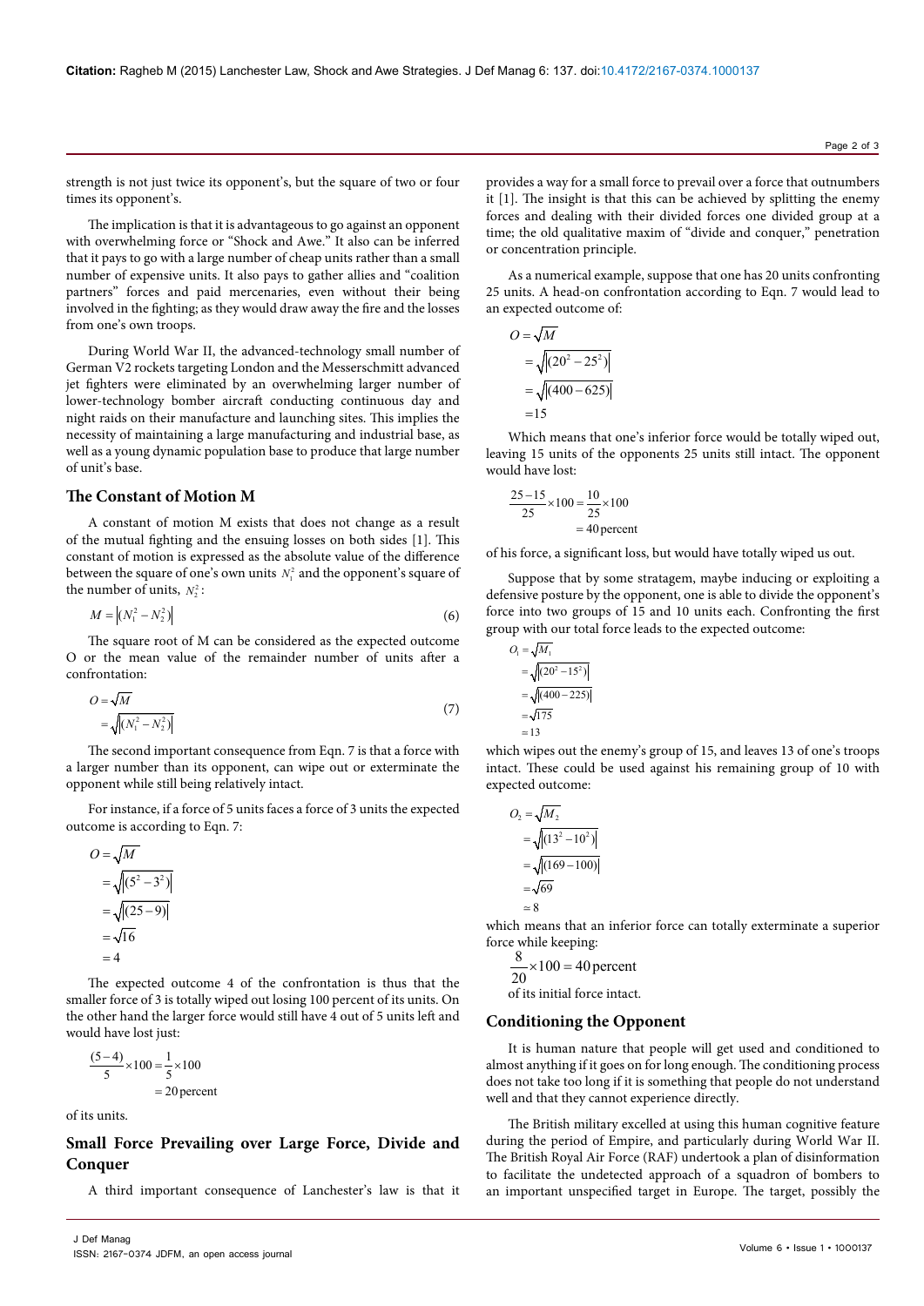strength is not just twice its opponent's, but the square of two or four times its opponent's.

The implication is that it is advantageous to go against an opponent with overwhelming force or "Shock and Awe." It also can be inferred that it pays to go with a large number of cheap units rather than a small number of expensive units. It also pays to gather allies and "coalition partners" forces and paid mercenaries, even without their being involved in the fighting; as they would draw away the fire and the losses from one's own troops.

During World War II, the advanced-technology small number of German V2 rockets targeting London and the Messerschmitt advanced jet fighters were eliminated by an overwhelming larger number of lower-technology bomber aircraft conducting continuous day and night raids on their manufacture and launching sites. This implies the necessity of maintaining a large manufacturing and industrial base, as well as a young dynamic population base to produce that large number of unit's base.

## The Constant of Motion M

A constant of motion M exists that does not change as a result of the mutual fighting and the ensuing losses on both sides [1]. This constant of motion is expressed as the absolute value of the difference between the square of one's own units $N_1^2$ and the opponent's square of the number of units, $N_2^2$:

$$M = \left|(N_1^2 - N_2^2)\right| \tag{6}$$

The square root of M can be considered as the expected outcome O or the mean value of the remainder number of units after a confrontation:

$$\begin{aligned} O &= \sqrt{M} \\ &= \sqrt{\left|(N_1^2 - N_2^2)\right|} \end{aligned} \tag{7}$$

The second important consequence from Eqn. 7 is that a force with a larger number than its opponent, can wipe out or exterminate the opponent while still being relatively intact.

For instance, if a force of 5 units faces a force of 3 units the expected outcome is according to Eqn. 7:

$$\begin{aligned} O &= \sqrt{M} \\ &= \sqrt{\left|(5^2 - 3^2)\right|} \\ &= \sqrt{\left|(25 - 9)\right|} \\ &= \sqrt{16} \\ &= 4 \end{aligned}$$

The expected outcome 4 of the confrontation is thus that the smaller force of 3 is totally wiped out losing 100 percent of its units. On the other hand the larger force would still have 4 out of 5 units left and would have lost just:

$$\begin{aligned} \frac{(5-4)}{5} \times 100 &= \frac{1}{5} \times 100 \\ &= 20 \text{ percent} \end{aligned}$$

of its units.

## Small Force Prevailing over Large Force, Divide and Conquer

A third important consequence of Lanchester's law is that it provides a way for a small force to prevail over a force that outnumbers it [1]. The insight is that this can be achieved by splitting the enemy forces and dealing with their divided forces one divided group at a time; the old qualitative maxim of "divide and conquer," penetration or concentration principle.

As a numerical example, suppose that one has 20 units confronting 25 units. A head-on confrontation according to Eqn. 7 would lead to an expected outcome of:

$$\begin{aligned} O &= \sqrt{M} \\ &= \sqrt{\left|(20^2 - 25^2)\right|} \\ &= \sqrt{\left|(400 - 625)\right|} \\ &= 15 \end{aligned}$$

Which means that one's inferior force would be totally wiped out, leaving 15 units of the opponents 25 units still intact. The opponent would have lost:

$$\begin{aligned} \frac{25-15}{25} \times 100 &= \frac{10}{25} \times 100 \\ &= 40 \text{ percent} \end{aligned}$$

of his force, a significant loss, but would have totally wiped us out.

Suppose that by some stratagem, maybe inducing or exploiting a defensive posture by the opponent, one is able to divide the opponent's force into two groups of 15 and 10 units each. Confronting the first group with our total force leads to the expected outcome:

$$\begin{aligned} O_1 &= \sqrt{M_1} \\ &= \sqrt{\left|(20^2 - 15^2)\right|} \\ &= \sqrt{\left|(400 - 225)\right|} \\ &= \sqrt{175} \\ &\simeq 13 \end{aligned}$$

which wipes out the enemy's group of 15, and leaves 13 of one's troops intact. These could be used against his remaining group of 10 with expected outcome:

$$\begin{aligned} O_2 &= \sqrt{M_2} \\ &= \sqrt{\left|(13^2 - 10^2)\right|} \\ &= \sqrt{\left|(169 - 100)\right|} \\ &= \sqrt{69} \\ &\simeq 8 \end{aligned}$$

which means that an inferior force can totally exterminate a superior force while keeping:

$$\frac{8}{20} \times 100 = 40 \text{ percent}$$

of its initial force intact.

## Conditioning the Opponent

It is human nature that people will get used and conditioned to almost anything if it goes on for long enough. The conditioning process does not take too long if it is something that people do not understand well and that they cannot experience directly.

The British military excelled at using this human cognitive feature during the period of Empire, and particularly during World War II. The British Royal Air Force (RAF) undertook a plan of disinformation to facilitate the undetected approach of a squadron of bombers to an important unspecified target in Europe. The target, possibly the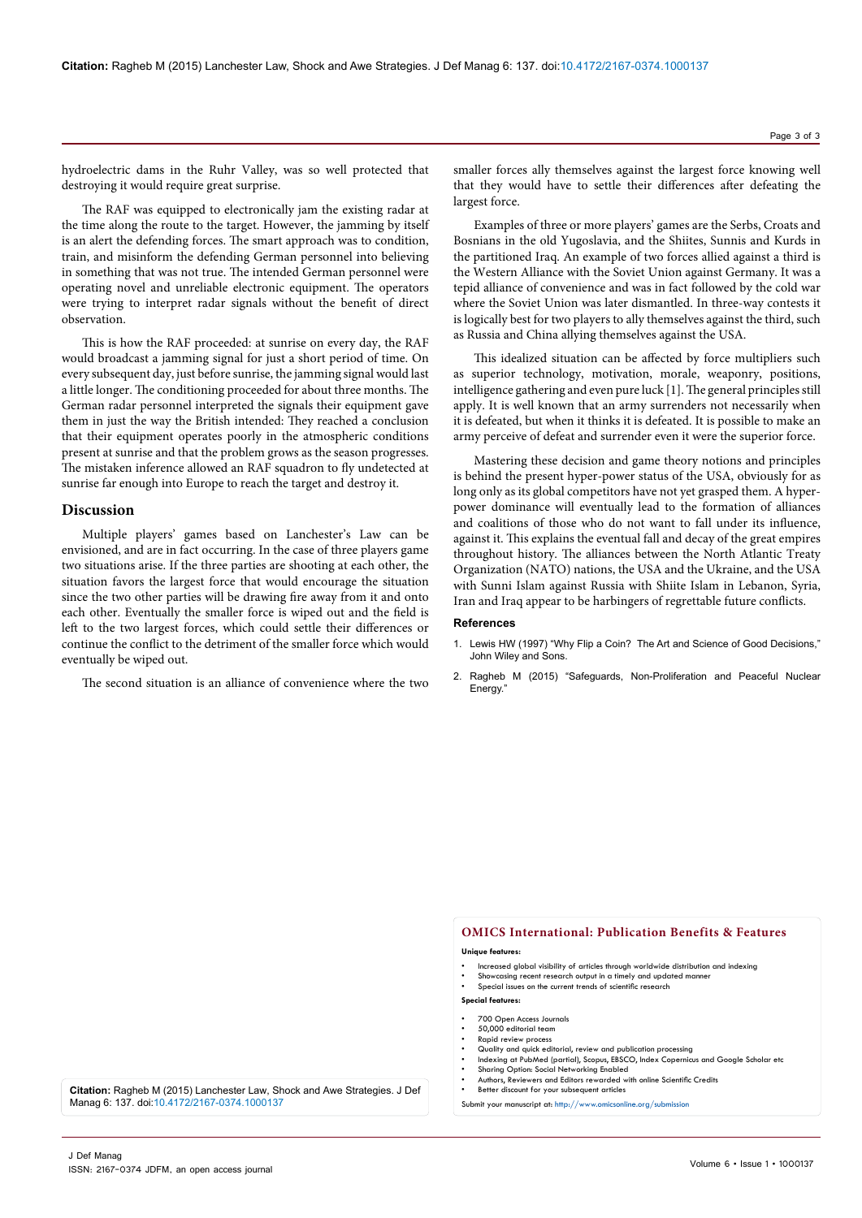hydroelectric dams in the Ruhr Valley, was so well protected that destroying it would require great surprise.

The RAF was equipped to electronically jam the existing radar at the time along the route to the target. However, the jamming by itself is an alert the defending forces. The smart approach was to condition, train, and misinform the defending German personnel into believing in something that was not true. The intended German personnel were operating novel and unreliable electronic equipment. The operators were trying to interpret radar signals without the benefit of direct observation.

This is how the RAF proceeded: at sunrise on every day, the RAF would broadcast a jamming signal for just a short period of time. On every subsequent day, just before sunrise, the jamming signal would last a little longer. The conditioning proceeded for about three months. The German radar personnel interpreted the signals their equipment gave them in just the way the British intended: They reached a conclusion that their equipment operates poorly in the atmospheric conditions present at sunrise and that the problem grows as the season progresses. The mistaken inference allowed an RAF squadron to fly undetected at sunrise far enough into Europe to reach the target and destroy it.

## Discussion

Multiple players' games based on Lanchester's Law can be envisioned, and are in fact occurring. In the case of three players game two situations arise. If the three parties are shooting at each other, the situation favors the largest force that would encourage the situation since the two other parties will be drawing fire away from it and onto each other. Eventually the smaller force is wiped out and the field is left to the two largest forces, which could settle their differences or continue the conflict to the detriment of the smaller force which would eventually be wiped out.

The second situation is an alliance of convenience where the two smaller forces ally themselves against the largest force knowing well that they would have to settle their differences after defeating the largest force.

Examples of three or more players' games are the Serbs, Croats and Bosnians in the old Yugoslavia, and the Shiites, Sunnis and Kurds in the partitioned Iraq. An example of two forces allied against a third is the Western Alliance with the Soviet Union against Germany. It was a tepid alliance of convenience and was in fact followed by the cold war where the Soviet Union was later dismantled. In three-way contests it is logically best for two players to ally themselves against the third, such as Russia and China allying themselves against the USA.

This idealized situation can be affected by force multipliers such as superior technology, motivation, morale, weaponry, positions, intelligence gathering and even pure luck [1]. The general principles still apply. It is well known that an army surrenders not necessarily when it is defeated, but when it thinks it is defeated. It is possible to make an army perceive of defeat and surrender even it were the superior force.

Mastering these decision and game theory notions and principles is behind the present hyper-power status of the USA, obviously for as long only as its global competitors have not yet grasped them. A hyper-power dominance will eventually lead to the formation of alliances and coalitions of those who do not want to fall under its influence, against it. This explains the eventual fall and decay of the great empires throughout history. The alliances between the North Atlantic Treaty Organization (NATO) nations, the USA and the Ukraine, and the USA with Sunni Islam against Russia with Shiite Islam in Lebanon, Syria, Iran and Iraq appear to be harbingers of regrettable future conflicts.

### References

1. Lewis HW (1997) "Why Flip a Coin? The Art and Science of Good Decisions," John Wiley and Sons.
2. Ragheb M (2015) "Safeguards, Non-Proliferation and Peaceful Nuclear Energy."